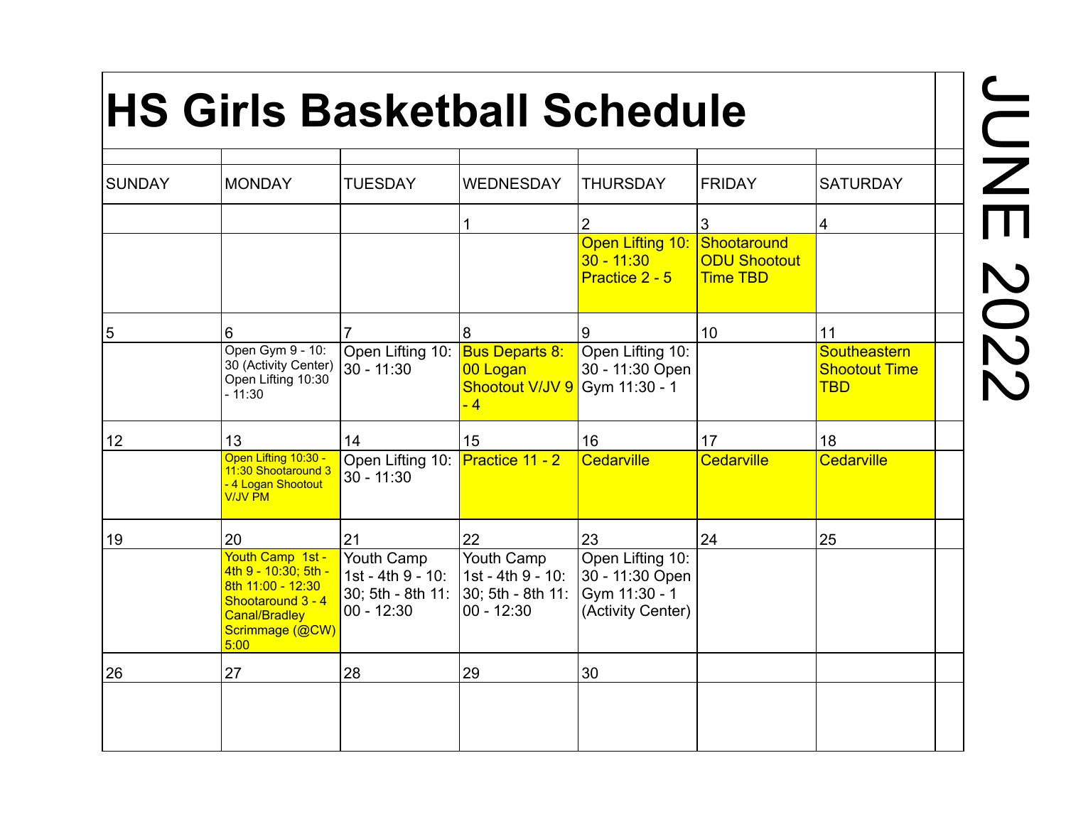# HS Girls Basketball Schedule

## JUNE 2022

| SUNDAY | MONDAY | TUESDAY | WEDNESDAY | THURSDAY | FRIDAY | SATURDAY |
|---|---|---|---|---|---|---|
| | | | 1 | 2 | 3 | 4 |
| | | | | Open Lifting 10:30 - 11:30 Practice 2 - 5 | Shootaround ODU Shootout Time TBD | |
| 5 | 6 | 7 | 8 | 9 | 10 | 11 |
| | Open Gym 9 - 10:30 (Activity Center) Open Lifting 10:30 - 11:30 | Open Lifting 10:30 - 11:30 | Bus Departs 8:00 Logan Shootout V/JV 9 - 4 | Open Lifting 10:30 - 11:30 Open Gym 11:30 - 1 | | Southeastern Shootout Time TBD |
| 12 | 13 | 14 | 15 | 16 | 17 | 18 |
| | Open Lifting 10:30 - 11:30 Shootaround 3 - 4 Logan Shootout V/JV PM | Open Lifting 10:30 - 11:30 | Practice 11 - 2 | Cedarville | Cedarville | Cedarville |
| 19 | 20 | 21 | 22 | 23 | 24 | 25 |
| | Youth Camp 1st - 4th 9 - 10:30; 5th - 8th 11:00 - 12:30 Shootaround 3 - 4 Canal/Bradley Scrimmage (@CW) 5:00 | Youth Camp 1st - 4th 9 - 10:30; 5th - 8th 11:00 - 12:30 | Youth Camp 1st - 4th 9 - 10:30; 5th - 8th 11:00 - 12:30 | Open Lifting 10:30 - 11:30 Open Gym 11:30 - 1 (Activity Center) | | |
| 26 | 27 | 28 | 29 | 30 | | |
| | | | | | | |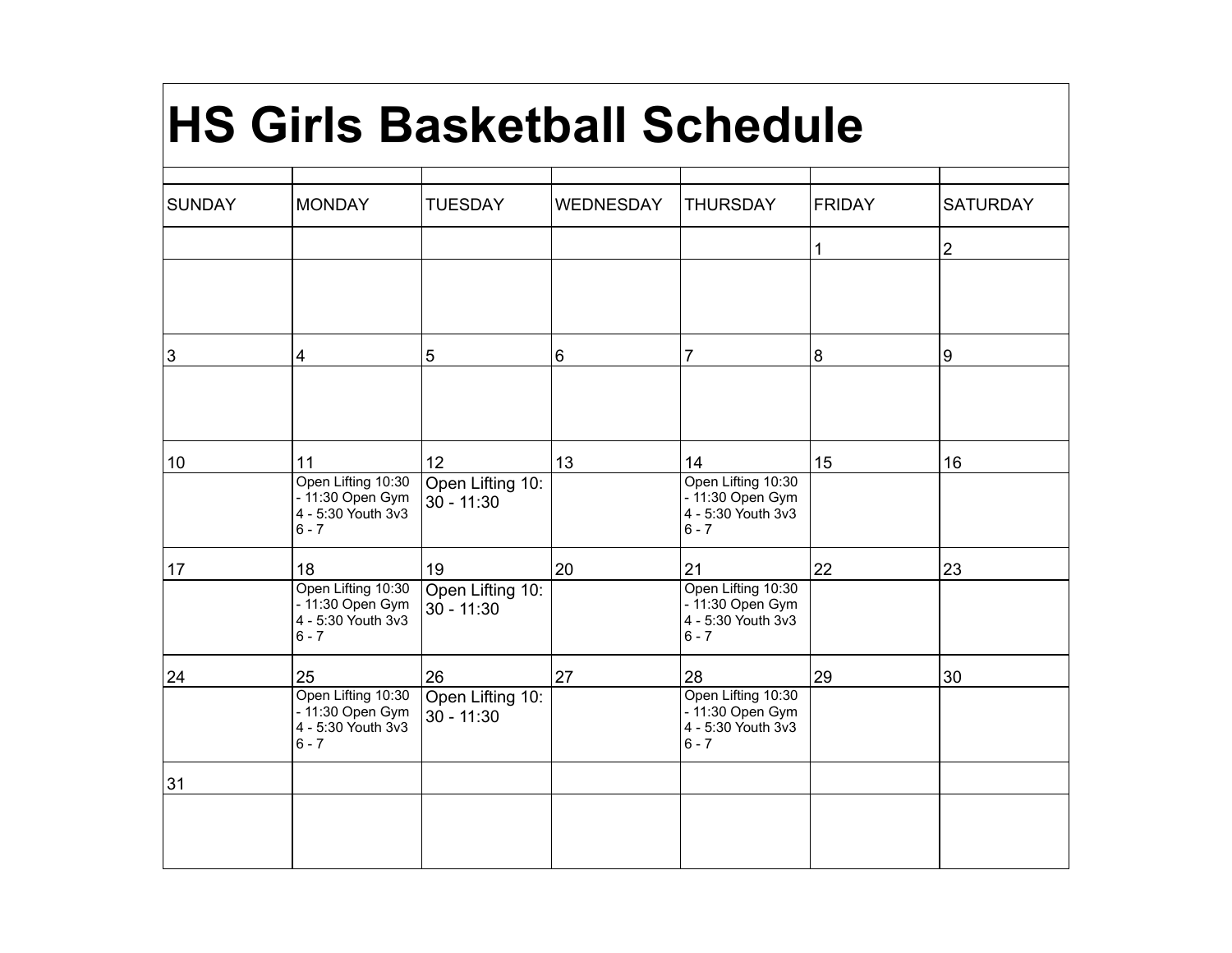# HS Girls Basketball Schedule

| SUNDAY | MONDAY | TUESDAY | WEDNESDAY | THURSDAY | FRIDAY | SATURDAY |
|---|---|---|---|---|---|---|
| | | | | | 1 | 2 |
| 3 | 4 | 5 | 6 | 7 | 8 | 9 |
| 10 | 11<br>Open Lifting 10:30 - 11:30 Open Gym 4 - 5:30 Youth 3v3 6 - 7 | 12<br>Open Lifting 10: 30 - 11:30 | 13 | 14<br>Open Lifting 10:30 - 11:30 Open Gym 4 - 5:30 Youth 3v3 6 - 7 | 15 | 16 |
| 17 | 18<br>Open Lifting 10:30 - 11:30 Open Gym 4 - 5:30 Youth 3v3 6 - 7 | 19<br>Open Lifting 10: 30 - 11:30 | 20 | 21<br>Open Lifting 10:30 - 11:30 Open Gym 4 - 5:30 Youth 3v3 6 - 7 | 22 | 23 |
| 24 | 25<br>Open Lifting 10:30 - 11:30 Open Gym 4 - 5:30 Youth 3v3 6 - 7 | 26<br>Open Lifting 10: 30 - 11:30 | 27 | 28<br>Open Lifting 10:30 - 11:30 Open Gym 4 - 5:30 Youth 3v3 6 - 7 | 29 | 30 |
| 31 | | | | | | |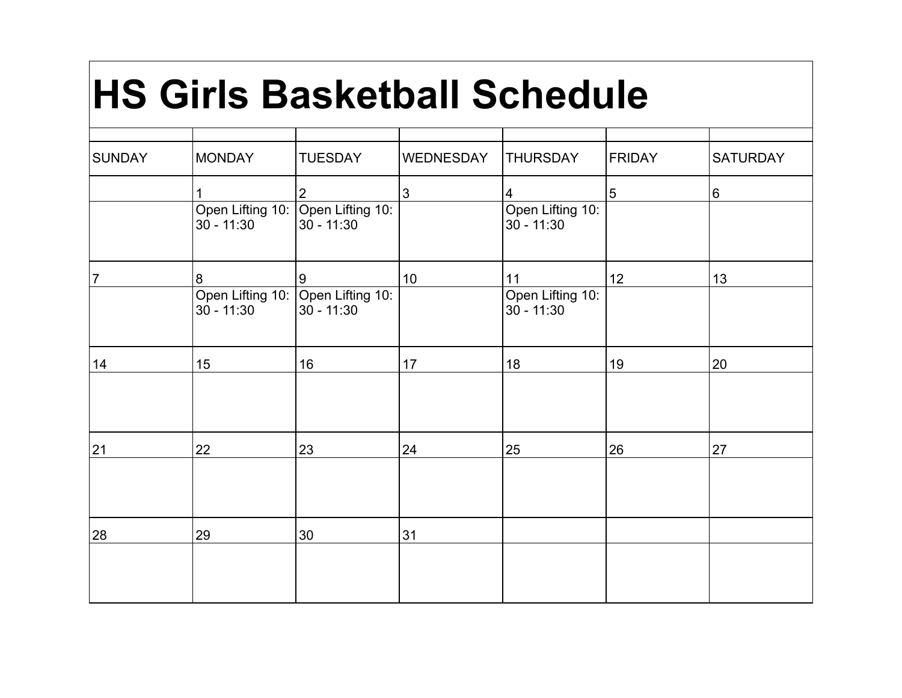# HS Girls Basketball Schedule

| SUNDAY | MONDAY | TUESDAY | WEDNESDAY | THURSDAY | FRIDAY | SATURDAY |
|---|---|---|---|---|---|---|
| | 1 | 2 | 3 | 4 | 5 | 6 |
| | Open Lifting 10:30 - 11:30 | Open Lifting 10:30 - 11:30 | | Open Lifting 10:30 - 11:30 | | |
| 7 | 8 | 9 | 10 | 11 | 12 | 13 |
| | Open Lifting 10:30 - 11:30 | Open Lifting 10:30 - 11:30 | | Open Lifting 10:30 - 11:30 | | |
| 14 | 15 | 16 | 17 | 18 | 19 | 20 |
| | | | | | | |
| 21 | 22 | 23 | 24 | 25 | 26 | 27 |
| | | | | | | |
| 28 | 29 | 30 | 31 | | | |
| | | | | | | |